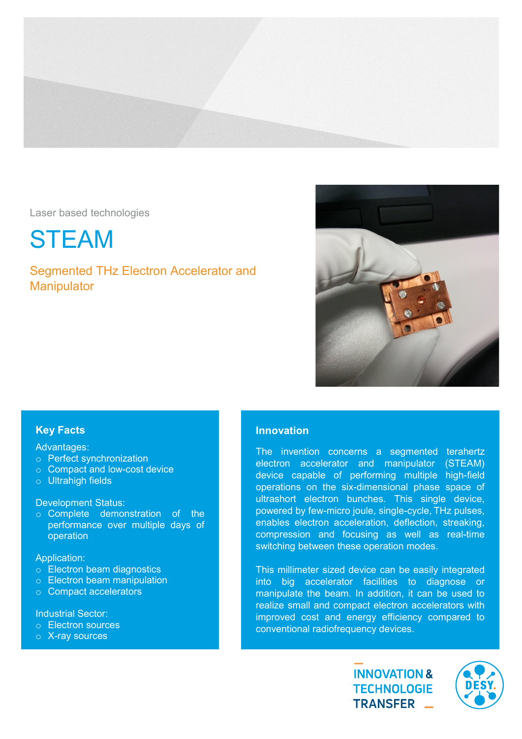Laser based technologies

# STEAM

## Segmented THz Electron Accelerator and Manipulator

### Key Facts

Advantages:

- Perfect synchronization
- Compact and low-cost device
- Ultrahigh fields

Development Status:

- Complete demonstration of the performance over multiple days of operation

Application:

- Electron beam diagnostics
- Electron beam manipulation
- Compact accelerators

Industrial Sector:

- Electron sources
- X-ray sources

### Innovation

The invention concerns a segmented terahertz electron accelerator and manipulator (STEAM) device capable of performing multiple high-field operations on the six-dimensional phase space of ultrashort electron bunches. This single device, powered by few-micro joule, single-cycle, THz pulses, enables electron acceleration, deflection, streaking, compression and focusing as well as real-time switching between these operation modes.

This millimeter sized device can be easily integrated into big accelerator facilities to diagnose or manipulate the beam. In addition, it can be used to realize small and compact electron accelerators with improved cost and energy efficiency compared to conventional radiofrequency devices.

INNOVATION & TECHNOLOGIE TRANSFER

DESY.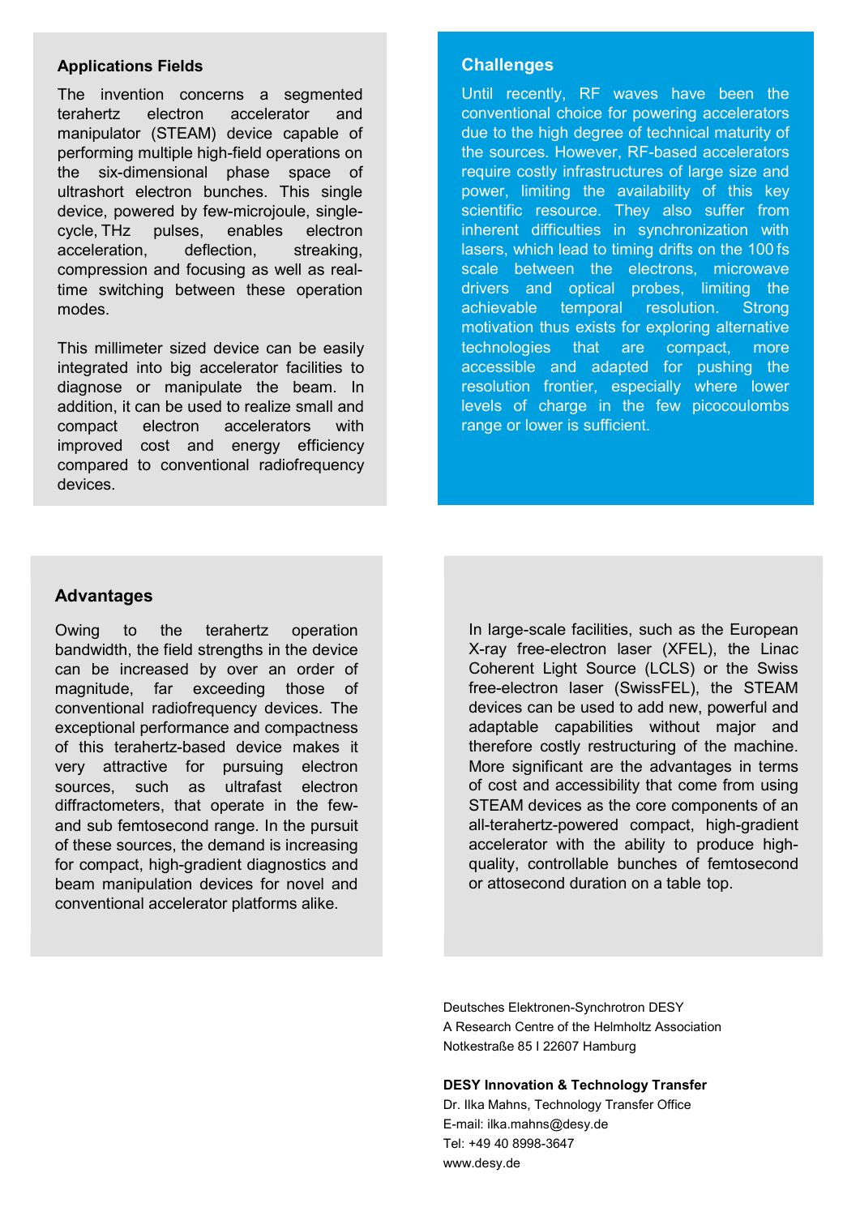## Applications Fields

The invention concerns a segmented terahertz electron accelerator and manipulator (STEAM) device capable of performing multiple high-field operations on the six-dimensional phase space of ultrashort electron bunches. This single device, powered by few-microjoule, single-cycle, THz pulses, enables electron acceleration, deflection, streaking, compression and focusing as well as real-time switching between these operation modes.

This millimeter sized device can be easily integrated into big accelerator facilities to diagnose or manipulate the beam. In addition, it can be used to realize small and compact electron accelerators with improved cost and energy efficiency compared to conventional radiofrequency devices.

## Challenges

Until recently, RF waves have been the conventional choice for powering accelerators due to the high degree of technical maturity of the sources. However, RF-based accelerators require costly infrastructures of large size and power, limiting the availability of this key scientific resource. They also suffer from inherent difficulties in synchronization with lasers, which lead to timing drifts on the 100 fs scale between the electrons, microwave drivers and optical probes, limiting the achievable temporal resolution. Strong motivation thus exists for exploring alternative technologies that are compact, more accessible and adapted for pushing the resolution frontier, especially where lower levels of charge in the few picocoulombs range or lower is sufficient.

## Advantages

Owing to the terahertz operation bandwidth, the field strengths in the device can be increased by over an order of magnitude, far exceeding those of conventional radiofrequency devices. The exceptional performance and compactness of this terahertz-based device makes it very attractive for pursuing electron sources, such as ultrafast electron diffractometers, that operate in the few- and sub femtosecond range. In the pursuit of these sources, the demand is increasing for compact, high-gradient diagnostics and beam manipulation devices for novel and conventional accelerator platforms alike.

In large-scale facilities, such as the European X-ray free-electron laser (XFEL), the Linac Coherent Light Source (LCLS) or the Swiss free-electron laser (SwissFEL), the STEAM devices can be used to add new, powerful and adaptable capabilities without major and therefore costly restructuring of the machine. More significant are the advantages in terms of cost and accessibility that come from using STEAM devices as the core components of an all-terahertz-powered compact, high-gradient accelerator with the ability to produce high-quality, controllable bunches of femtosecond or attosecond duration on a table top.

Deutsches Elektronen-Synchrotron DESY
A Research Centre of the Helmholtz Association
Notkestraße 85 I 22607 Hamburg

**DESY Innovation & Technology Transfer**
Dr. Ilka Mahns, Technology Transfer Office
E-mail: ilka.mahns@desy.de
Tel: +49 40 8998-3647
www.desy.de